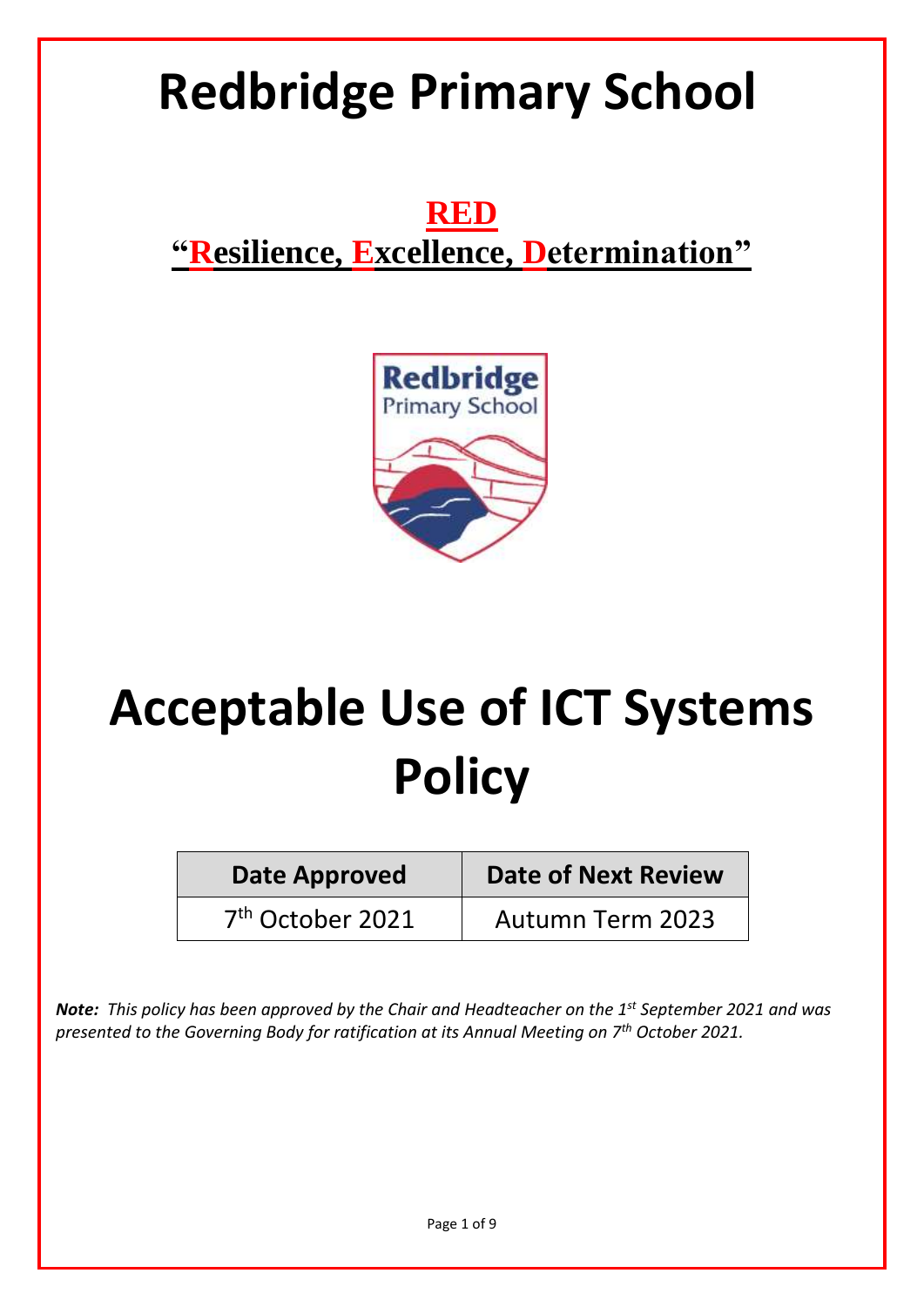# Redbridge Primary School

**RED**

**"Resilience, Excellence, Determination"**

# Acceptable Use of ICT Systems Policy

| Date Approved | Date of Next Review |
|---|---|
| 7th October 2021 | Autumn Term 2023 |

***Note:*** *This policy has been approved by the Chair and Headteacher on the 1st September 2021 and was presented to the Governing Body for ratification at its Annual Meeting on 7th October 2021.*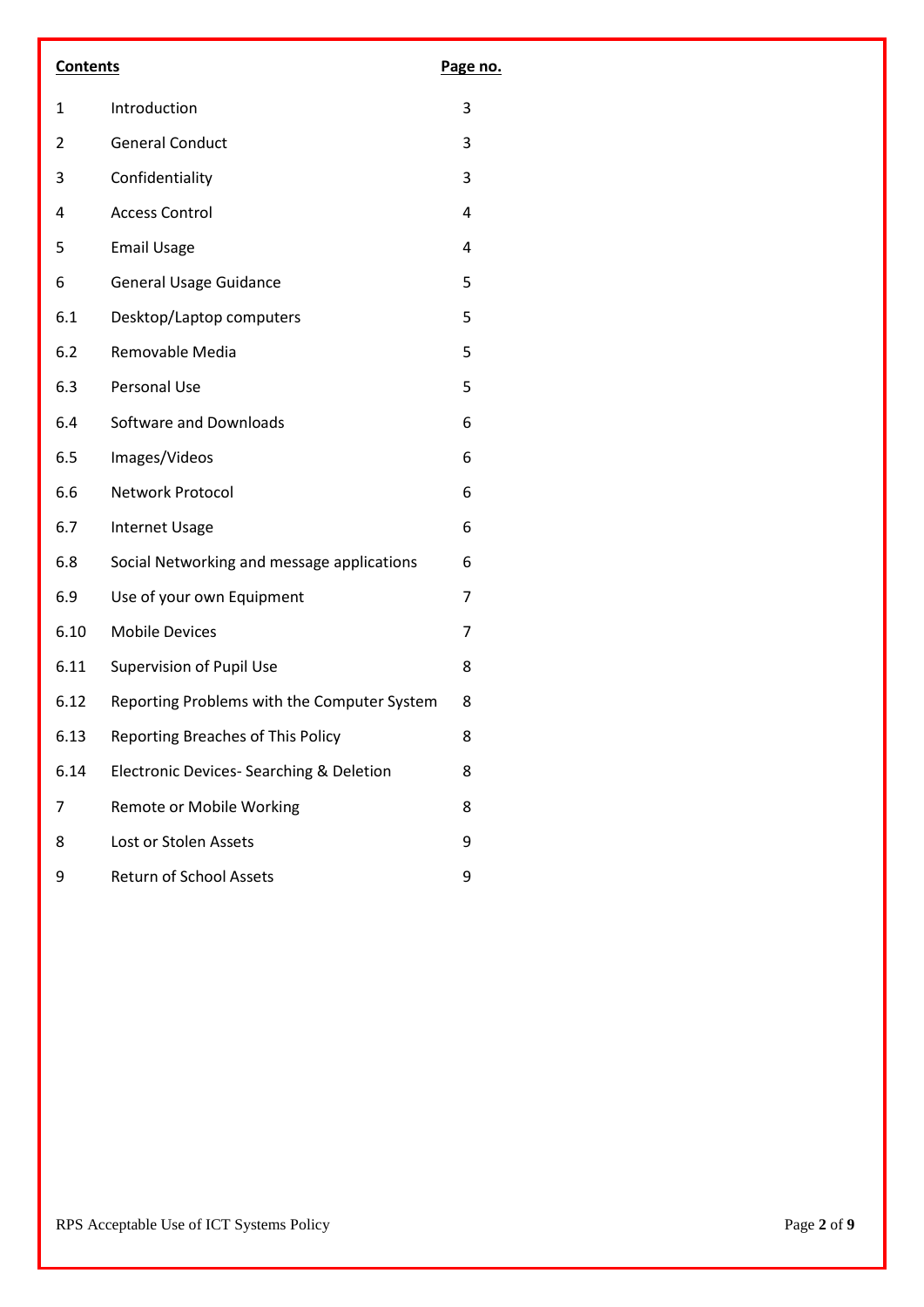| **Contents** | | **Page no.** |
|---|---|---|
| 1 | Introduction | 3 |
| 2 | General Conduct | 3 |
| 3 | Confidentiality | 3 |
| 4 | Access Control | 4 |
| 5 | Email Usage | 4 |
| 6 | General Usage Guidance | 5 |
| 6.1 | Desktop/Laptop computers | 5 |
| 6.2 | Removable Media | 5 |
| 6.3 | Personal Use | 5 |
| 6.4 | Software and Downloads | 6 |
| 6.5 | Images/Videos | 6 |
| 6.6 | Network Protocol | 6 |
| 6.7 | Internet Usage | 6 |
| 6.8 | Social Networking and message applications | 6 |
| 6.9 | Use of your own Equipment | 7 |
| 6.10 | Mobile Devices | 7 |
| 6.11 | Supervision of Pupil Use | 8 |
| 6.12 | Reporting Problems with the Computer System | 8 |
| 6.13 | Reporting Breaches of This Policy | 8 |
| 6.14 | Electronic Devices- Searching & Deletion | 8 |
| 7 | Remote or Mobile Working | 8 |
| 8 | Lost or Stolen Assets | 9 |
| 9 | Return of School Assets | 9 |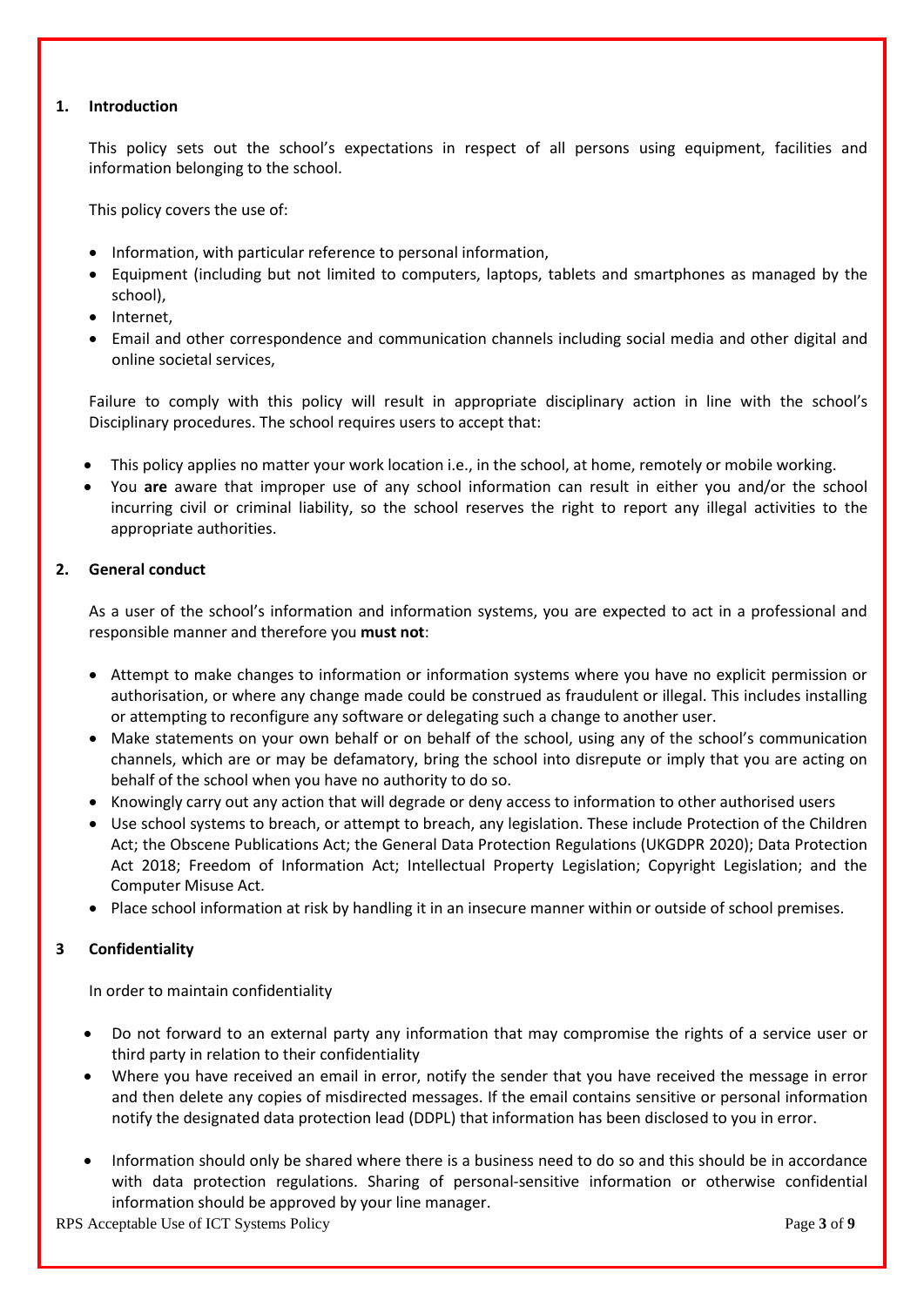## 1. Introduction

This policy sets out the school's expectations in respect of all persons using equipment, facilities and information belonging to the school.

This policy covers the use of:

- Information, with particular reference to personal information,
- Equipment (including but not limited to computers, laptops, tablets and smartphones as managed by the school),
- Internet,
- Email and other correspondence and communication channels including social media and other digital and online societal services,

Failure to comply with this policy will result in appropriate disciplinary action in line with the school's Disciplinary procedures. The school requires users to accept that:

- This policy applies no matter your work location i.e., in the school, at home, remotely or mobile working.
- You **are** aware that improper use of any school information can result in either you and/or the school incurring civil or criminal liability, so the school reserves the right to report any illegal activities to the appropriate authorities.

## 2. General conduct

As a user of the school's information and information systems, you are expected to act in a professional and responsible manner and therefore you **must not**:

- Attempt to make changes to information or information systems where you have no explicit permission or authorisation, or where any change made could be construed as fraudulent or illegal. This includes installing or attempting to reconfigure any software or delegating such a change to another user.
- Make statements on your own behalf or on behalf of the school, using any of the school's communication channels, which are or may be defamatory, bring the school into disrepute or imply that you are acting on behalf of the school when you have no authority to do so.
- Knowingly carry out any action that will degrade or deny access to information to other authorised users
- Use school systems to breach, or attempt to breach, any legislation. These include Protection of the Children Act; the Obscene Publications Act; the General Data Protection Regulations (UKGDPR 2020); Data Protection Act 2018; Freedom of Information Act; Intellectual Property Legislation; Copyright Legislation; and the Computer Misuse Act.
- Place school information at risk by handling it in an insecure manner within or outside of school premises.

## 3 Confidentiality

In order to maintain confidentiality

- Do not forward to an external party any information that may compromise the rights of a service user or third party in relation to their confidentiality
- Where you have received an email in error, notify the sender that you have received the message in error and then delete any copies of misdirected messages. If the email contains sensitive or personal information notify the designated data protection lead (DDPL) that information has been disclosed to you in error.
- Information should only be shared where there is a business need to do so and this should be in accordance with data protection regulations. Sharing of personal-sensitive information or otherwise confidential information should be approved by your line manager.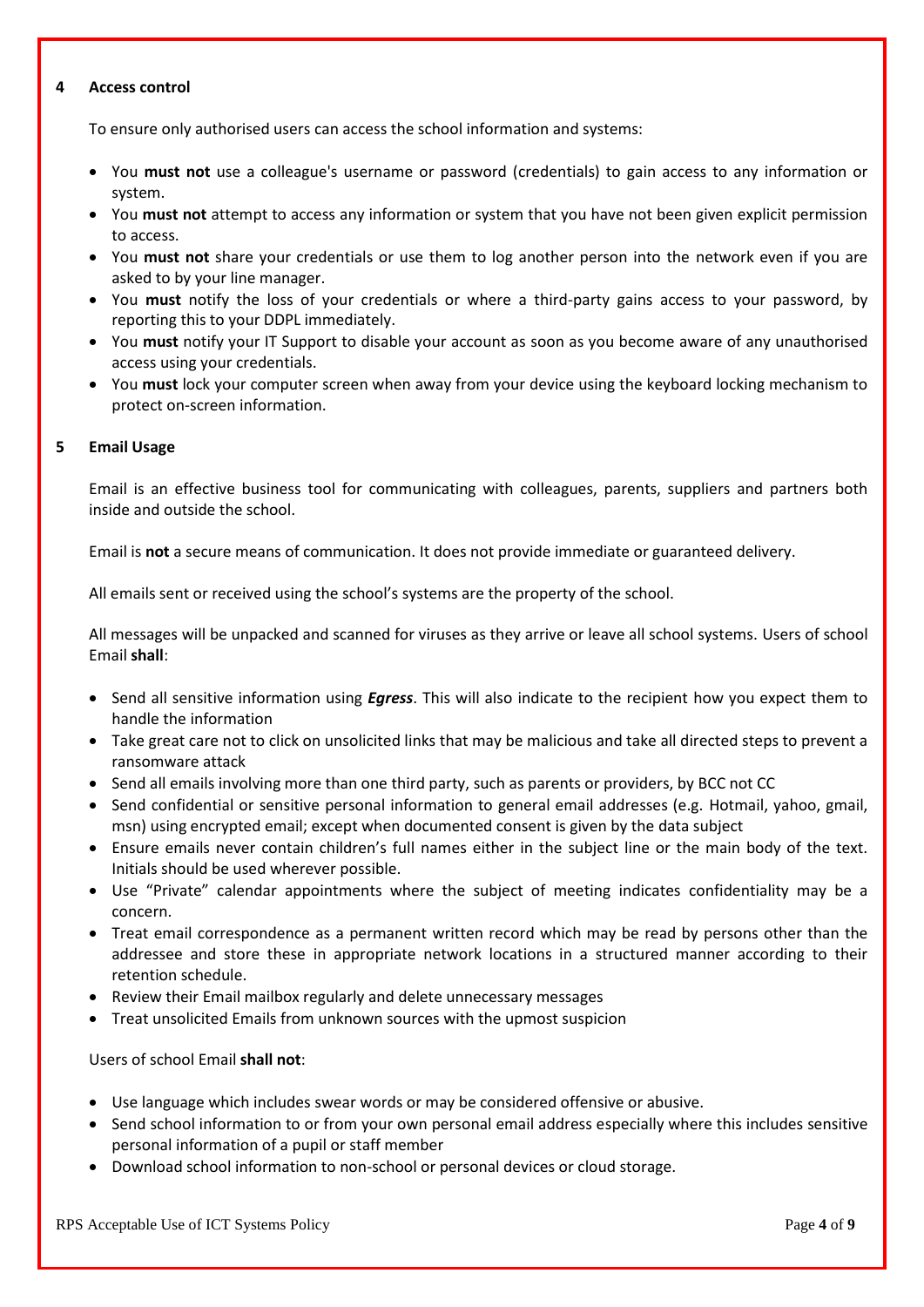## 4 Access control

To ensure only authorised users can access the school information and systems:

- You **must not** use a colleague's username or password (credentials) to gain access to any information or system.
- You **must not** attempt to access any information or system that you have not been given explicit permission to access.
- You **must not** share your credentials or use them to log another person into the network even if you are asked to by your line manager.
- You **must** notify the loss of your credentials or where a third-party gains access to your password, by reporting this to your DDPL immediately.
- You **must** notify your IT Support to disable your account as soon as you become aware of any unauthorised access using your credentials.
- You **must** lock your computer screen when away from your device using the keyboard locking mechanism to protect on-screen information.

## 5 Email Usage

Email is an effective business tool for communicating with colleagues, parents, suppliers and partners both inside and outside the school.

Email is **not** a secure means of communication. It does not provide immediate or guaranteed delivery.

All emails sent or received using the school's systems are the property of the school.

All messages will be unpacked and scanned for viruses as they arrive or leave all school systems. Users of school Email **shall**:

- Send all sensitive information using ***Egress***. This will also indicate to the recipient how you expect them to handle the information
- Take great care not to click on unsolicited links that may be malicious and take all directed steps to prevent a ransomware attack
- Send all emails involving more than one third party, such as parents or providers, by BCC not CC
- Send confidential or sensitive personal information to general email addresses (e.g. Hotmail, yahoo, gmail, msn) using encrypted email; except when documented consent is given by the data subject
- Ensure emails never contain children's full names either in the subject line or the main body of the text. Initials should be used wherever possible.
- Use "Private" calendar appointments where the subject of meeting indicates confidentiality may be a concern.
- Treat email correspondence as a permanent written record which may be read by persons other than the addressee and store these in appropriate network locations in a structured manner according to their retention schedule.
- Review their Email mailbox regularly and delete unnecessary messages
- Treat unsolicited Emails from unknown sources with the upmost suspicion

Users of school Email **shall not**:

- Use language which includes swear words or may be considered offensive or abusive.
- Send school information to or from your own personal email address especially where this includes sensitive personal information of a pupil or staff member
- Download school information to non-school or personal devices or cloud storage.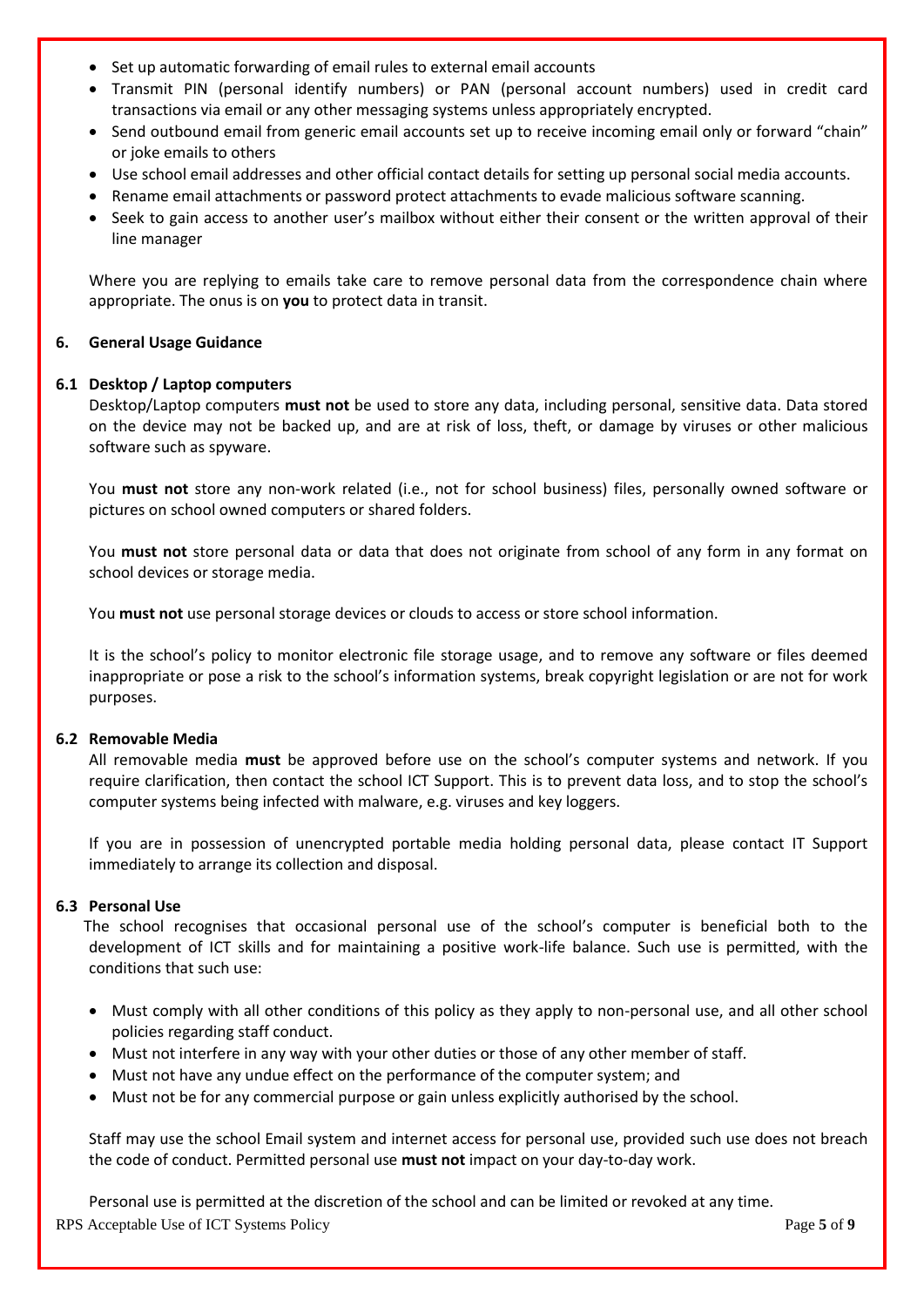- Set up automatic forwarding of email rules to external email accounts
- Transmit PIN (personal identify numbers) or PAN (personal account numbers) used in credit card transactions via email or any other messaging systems unless appropriately encrypted.
- Send outbound email from generic email accounts set up to receive incoming email only or forward "chain" or joke emails to others
- Use school email addresses and other official contact details for setting up personal social media accounts.
- Rename email attachments or password protect attachments to evade malicious software scanning.
- Seek to gain access to another user's mailbox without either their consent or the written approval of their line manager

Where you are replying to emails take care to remove personal data from the correspondence chain where appropriate. The onus is on **you** to protect data in transit.

## 6. General Usage Guidance

### 6.1 Desktop / Laptop computers

Desktop/Laptop computers **must not** be used to store any data, including personal, sensitive data. Data stored on the device may not be backed up, and are at risk of loss, theft, or damage by viruses or other malicious software such as spyware.

You **must not** store any non-work related (i.e., not for school business) files, personally owned software or pictures on school owned computers or shared folders.

You **must not** store personal data or data that does not originate from school of any form in any format on school devices or storage media.

You **must not** use personal storage devices or clouds to access or store school information.

It is the school's policy to monitor electronic file storage usage, and to remove any software or files deemed inappropriate or pose a risk to the school's information systems, break copyright legislation or are not for work purposes.

### 6.2 Removable Media

All removable media **must** be approved before use on the school's computer systems and network. If you require clarification, then contact the school ICT Support. This is to prevent data loss, and to stop the school's computer systems being infected with malware, e.g. viruses and key loggers.

If you are in possession of unencrypted portable media holding personal data, please contact IT Support immediately to arrange its collection and disposal.

### 6.3 Personal Use

The school recognises that occasional personal use of the school's computer is beneficial both to the development of ICT skills and for maintaining a positive work-life balance. Such use is permitted, with the conditions that such use:

- Must comply with all other conditions of this policy as they apply to non-personal use, and all other school policies regarding staff conduct.
- Must not interfere in any way with your other duties or those of any other member of staff.
- Must not have any undue effect on the performance of the computer system; and
- Must not be for any commercial purpose or gain unless explicitly authorised by the school.

Staff may use the school Email system and internet access for personal use, provided such use does not breach the code of conduct. Permitted personal use **must not** impact on your day-to-day work.

Personal use is permitted at the discretion of the school and can be limited or revoked at any time.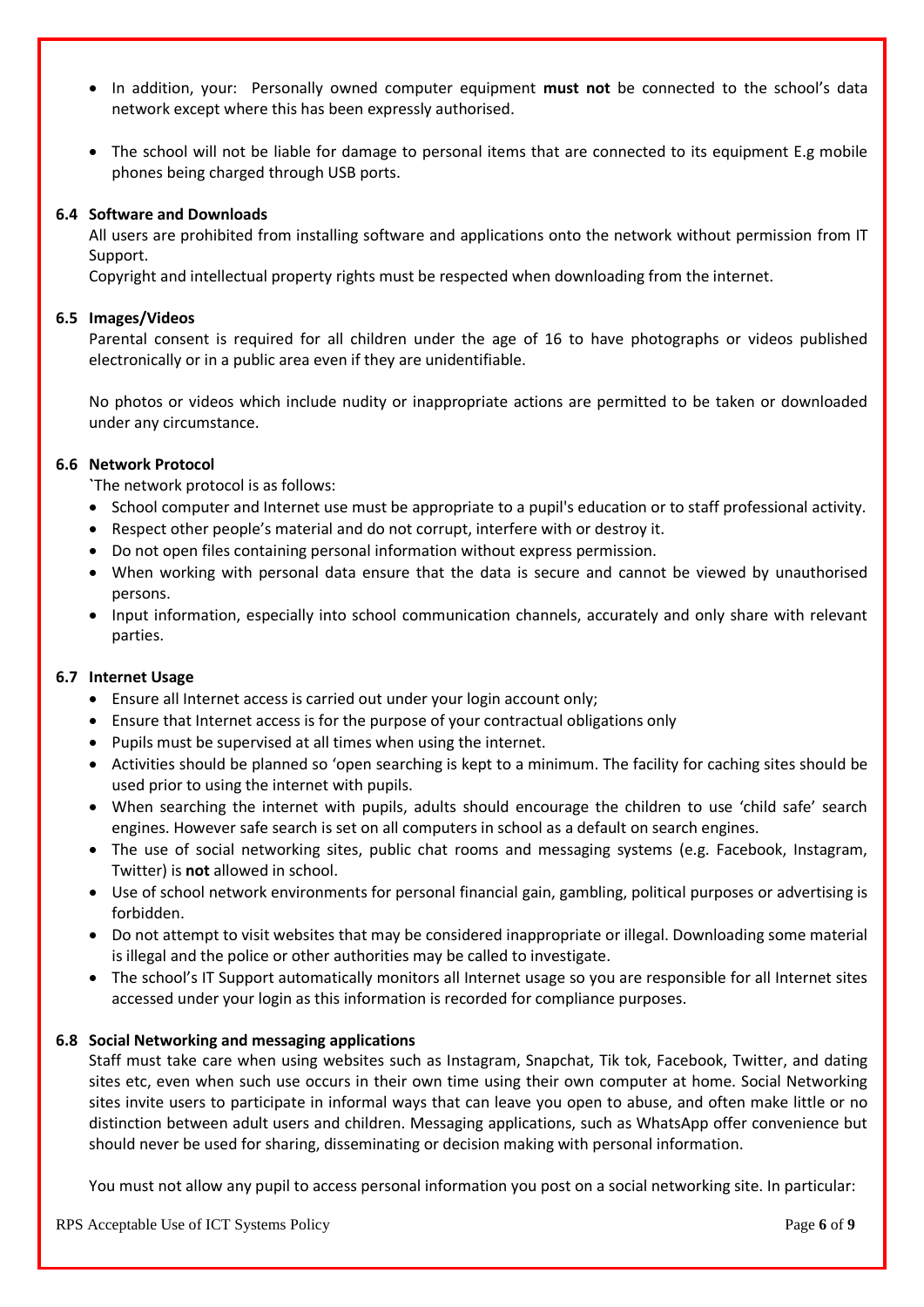- In addition, your: Personally owned computer equipment **must not** be connected to the school's data network except where this has been expressly authorised.

- The school will not be liable for damage to personal items that are connected to its equipment E.g mobile phones being charged through USB ports.

### 6.4 Software and Downloads

All users are prohibited from installing software and applications onto the network without permission from IT Support.

Copyright and intellectual property rights must be respected when downloading from the internet.

### 6.5 Images/Videos

Parental consent is required for all children under the age of 16 to have photographs or videos published electronically or in a public area even if they are unidentifiable.

No photos or videos which include nudity or inappropriate actions are permitted to be taken or downloaded under any circumstance.

### 6.6 Network Protocol

`The network protocol is as follows:

- School computer and Internet use must be appropriate to a pupil's education or to staff professional activity.
- Respect other people's material and do not corrupt, interfere with or destroy it.
- Do not open files containing personal information without express permission.
- When working with personal data ensure that the data is secure and cannot be viewed by unauthorised persons.
- Input information, especially into school communication channels, accurately and only share with relevant parties.

### 6.7 Internet Usage

- Ensure all Internet access is carried out under your login account only;
- Ensure that Internet access is for the purpose of your contractual obligations only
- Pupils must be supervised at all times when using the internet.
- Activities should be planned so 'open searching is kept to a minimum. The facility for caching sites should be used prior to using the internet with pupils.
- When searching the internet with pupils, adults should encourage the children to use 'child safe' search engines. However safe search is set on all computers in school as a default on search engines.
- The use of social networking sites, public chat rooms and messaging systems (e.g. Facebook, Instagram, Twitter) is **not** allowed in school.
- Use of school network environments for personal financial gain, gambling, political purposes or advertising is forbidden.
- Do not attempt to visit websites that may be considered inappropriate or illegal. Downloading some material is illegal and the police or other authorities may be called to investigate.
- The school's IT Support automatically monitors all Internet usage so you are responsible for all Internet sites accessed under your login as this information is recorded for compliance purposes.

### 6.8 Social Networking and messaging applications

Staff must take care when using websites such as Instagram, Snapchat, Tik tok, Facebook, Twitter, and dating sites etc, even when such use occurs in their own time using their own computer at home. Social Networking sites invite users to participate in informal ways that can leave you open to abuse, and often make little or no distinction between adult users and children. Messaging applications, such as WhatsApp offer convenience but should never be used for sharing, disseminating or decision making with personal information.

You must not allow any pupil to access personal information you post on a social networking site. In particular: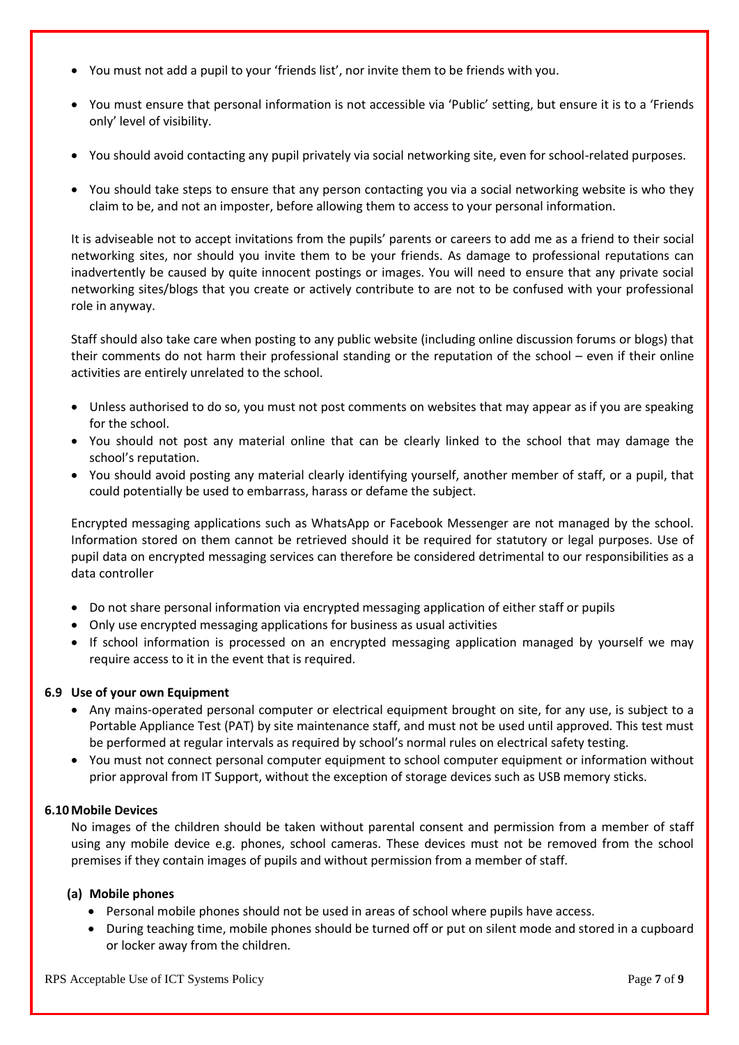- You must not add a pupil to your 'friends list', nor invite them to be friends with you.
- You must ensure that personal information is not accessible via 'Public' setting, but ensure it is to a 'Friends only' level of visibility.
- You should avoid contacting any pupil privately via social networking site, even for school-related purposes.
- You should take steps to ensure that any person contacting you via a social networking website is who they claim to be, and not an imposter, before allowing them to access to your personal information.

It is adviseable not to accept invitations from the pupils' parents or careers to add me as a friend to their social networking sites, nor should you invite them to be your friends. As damage to professional reputations can inadvertently be caused by quite innocent postings or images. You will need to ensure that any private social networking sites/blogs that you create or actively contribute to are not to be confused with your professional role in anyway.

Staff should also take care when posting to any public website (including online discussion forums or blogs) that their comments do not harm their professional standing or the reputation of the school – even if their online activities are entirely unrelated to the school.

- Unless authorised to do so, you must not post comments on websites that may appear as if you are speaking for the school.
- You should not post any material online that can be clearly linked to the school that may damage the school's reputation.
- You should avoid posting any material clearly identifying yourself, another member of staff, or a pupil, that could potentially be used to embarrass, harass or defame the subject.

Encrypted messaging applications such as WhatsApp or Facebook Messenger are not managed by the school. Information stored on them cannot be retrieved should it be required for statutory or legal purposes. Use of pupil data on encrypted messaging services can therefore be considered detrimental to our responsibilities as a data controller

- Do not share personal information via encrypted messaging application of either staff or pupils
- Only use encrypted messaging applications for business as usual activities
- If school information is processed on an encrypted messaging application managed by yourself we may require access to it in the event that is required.

### 6.9 Use of your own Equipment

- Any mains-operated personal computer or electrical equipment brought on site, for any use, is subject to a Portable Appliance Test (PAT) by site maintenance staff, and must not be used until approved. This test must be performed at regular intervals as required by school's normal rules on electrical safety testing.
- You must not connect personal computer equipment to school computer equipment or information without prior approval from IT Support, without the exception of storage devices such as USB memory sticks.

### 6.10 Mobile Devices

No images of the children should be taken without parental consent and permission from a member of staff using any mobile device e.g. phones, school cameras. These devices must not be removed from the school premises if they contain images of pupils and without permission from a member of staff.

#### (a) Mobile phones

- Personal mobile phones should not be used in areas of school where pupils have access.
- During teaching time, mobile phones should be turned off or put on silent mode and stored in a cupboard or locker away from the children.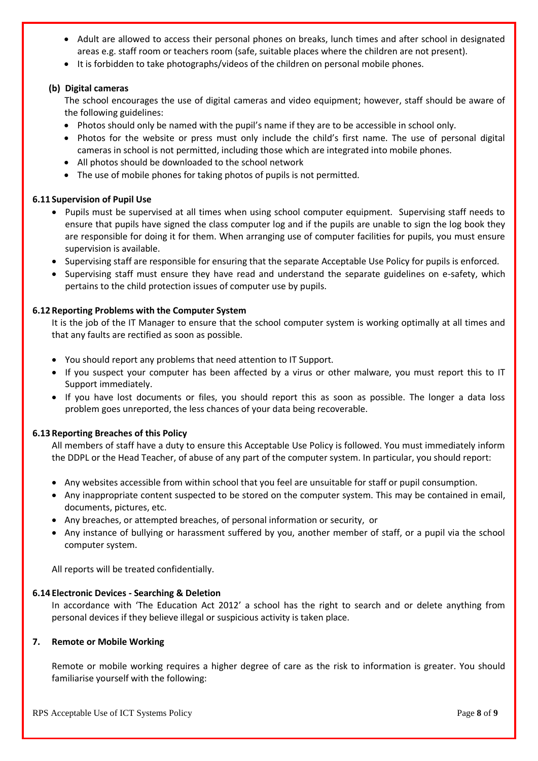- Adult are allowed to access their personal phones on breaks, lunch times and after school in designated areas e.g. staff room or teachers room (safe, suitable places where the children are not present).
- It is forbidden to take photographs/videos of the children on personal mobile phones.

**(b) Digital cameras**

The school encourages the use of digital cameras and video equipment; however, staff should be aware of the following guidelines:

- Photos should only be named with the pupil's name if they are to be accessible in school only.
- Photos for the website or press must only include the child's first name. The use of personal digital cameras in school is not permitted, including those which are integrated into mobile phones.
- All photos should be downloaded to the school network
- The use of mobile phones for taking photos of pupils is not permitted.

**6.11 Supervision of Pupil Use**

- Pupils must be supervised at all times when using school computer equipment. Supervising staff needs to ensure that pupils have signed the class computer log and if the pupils are unable to sign the log book they are responsible for doing it for them. When arranging use of computer facilities for pupils, you must ensure supervision is available.
- Supervising staff are responsible for ensuring that the separate Acceptable Use Policy for pupils is enforced.
- Supervising staff must ensure they have read and understand the separate guidelines on e-safety, which pertains to the child protection issues of computer use by pupils.

**6.12 Reporting Problems with the Computer System**

It is the job of the IT Manager to ensure that the school computer system is working optimally at all times and that any faults are rectified as soon as possible.

- You should report any problems that need attention to IT Support.
- If you suspect your computer has been affected by a virus or other malware, you must report this to IT Support immediately.
- If you have lost documents or files, you should report this as soon as possible. The longer a data loss problem goes unreported, the less chances of your data being recoverable.

**6.13 Reporting Breaches of this Policy**

All members of staff have a duty to ensure this Acceptable Use Policy is followed. You must immediately inform the DDPL or the Head Teacher, of abuse of any part of the computer system. In particular, you should report:

- Any websites accessible from within school that you feel are unsuitable for staff or pupil consumption.
- Any inappropriate content suspected to be stored on the computer system. This may be contained in email, documents, pictures, etc.
- Any breaches, or attempted breaches, of personal information or security, or
- Any instance of bullying or harassment suffered by you, another member of staff, or a pupil via the school computer system.

All reports will be treated confidentially.

**6.14 Electronic Devices - Searching & Deletion**

In accordance with 'The Education Act 2012' a school has the right to search and or delete anything from personal devices if they believe illegal or suspicious activity is taken place.

**7. Remote or Mobile Working**

Remote or mobile working requires a higher degree of care as the risk to information is greater. You should familiarise yourself with the following: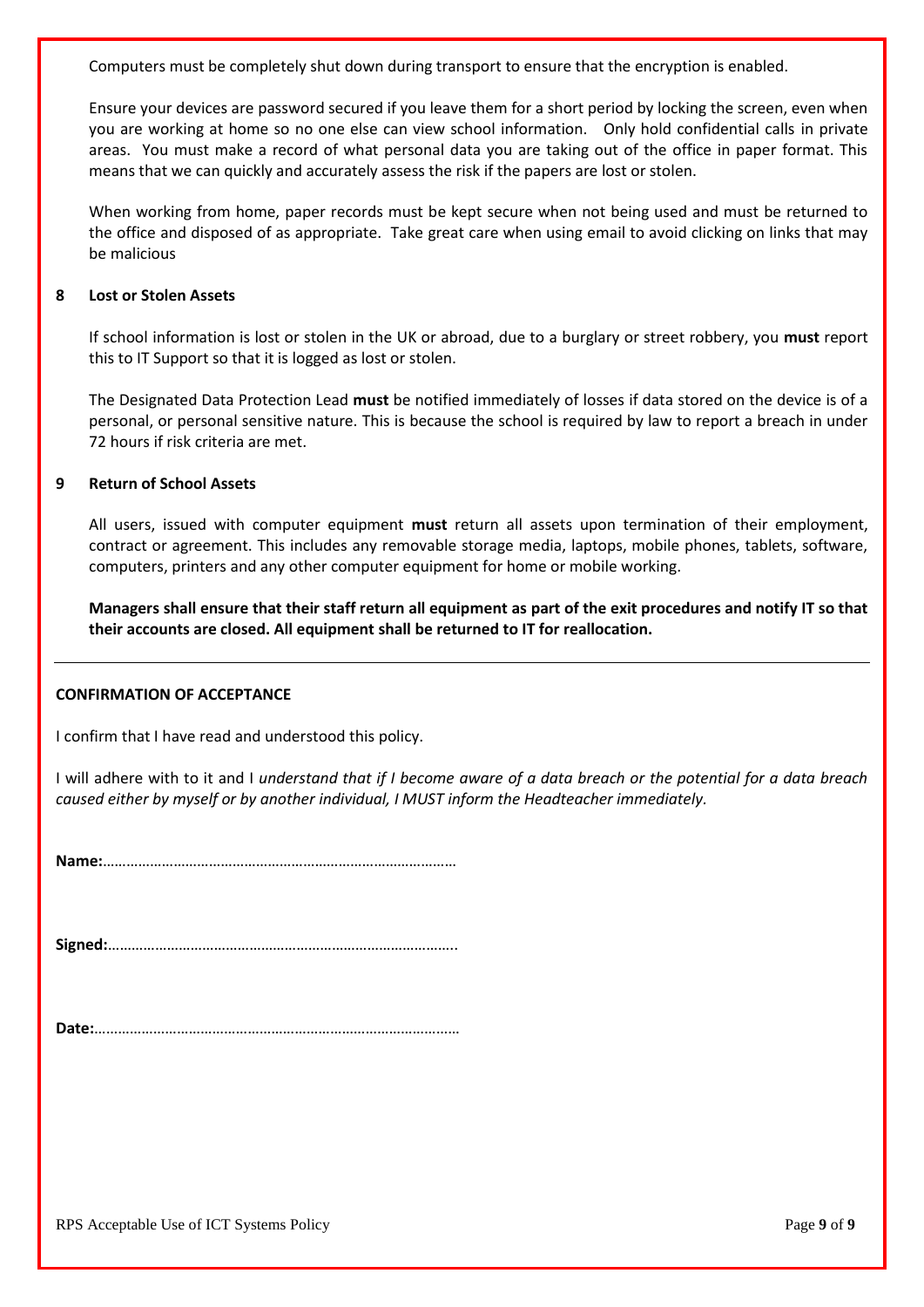Computers must be completely shut down during transport to ensure that the encryption is enabled.

Ensure your devices are password secured if you leave them for a short period by locking the screen, even when you are working at home so no one else can view school information. Only hold confidential calls in private areas. You must make a record of what personal data you are taking out of the office in paper format. This means that we can quickly and accurately assess the risk if the papers are lost or stolen.

When working from home, paper records must be kept secure when not being used and must be returned to the office and disposed of as appropriate. Take great care when using email to avoid clicking on links that may be malicious

## 8 Lost or Stolen Assets

If school information is lost or stolen in the UK or abroad, due to a burglary or street robbery, you **must** report this to IT Support so that it is logged as lost or stolen.

The Designated Data Protection Lead **must** be notified immediately of losses if data stored on the device is of a personal, or personal sensitive nature. This is because the school is required by law to report a breach in under 72 hours if risk criteria are met.

## 9 Return of School Assets

All users, issued with computer equipment **must** return all assets upon termination of their employment, contract or agreement. This includes any removable storage media, laptops, mobile phones, tablets, software, computers, printers and any other computer equipment for home or mobile working.

**Managers shall ensure that their staff return all equipment as part of the exit procedures and notify IT so that their accounts are closed. All equipment shall be returned to IT for reallocation.**

---

**CONFIRMATION OF ACCEPTANCE**

I confirm that I have read and understood this policy.

I will adhere with to it and I *understand that if I become aware of a data breach or the potential for a data breach caused either by myself or by another individual, I MUST inform the Headteacher immediately.*

**Name:**………………………………………………………………………………

**Signed:**……………………………………………………………………………..

**Date:**………………………………………………………………………………